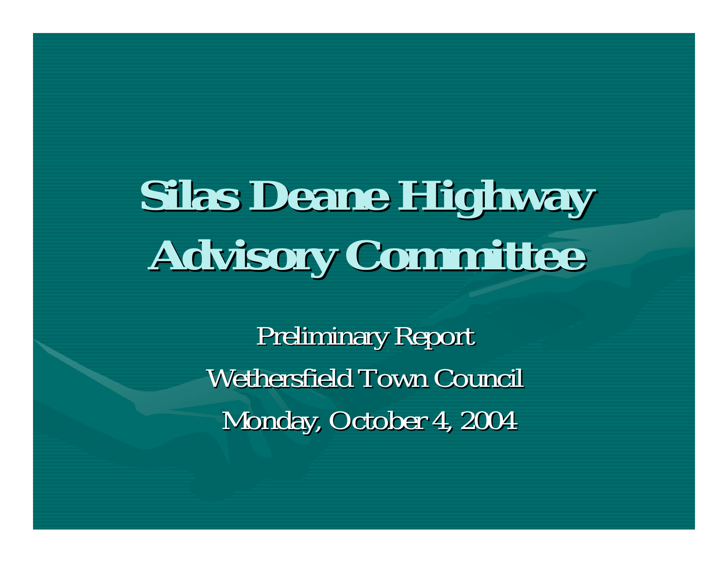# Silas Deane Highway Advisory Committee

Preliminary Report

Wethersfield Town Council

Monday, October 4, 2004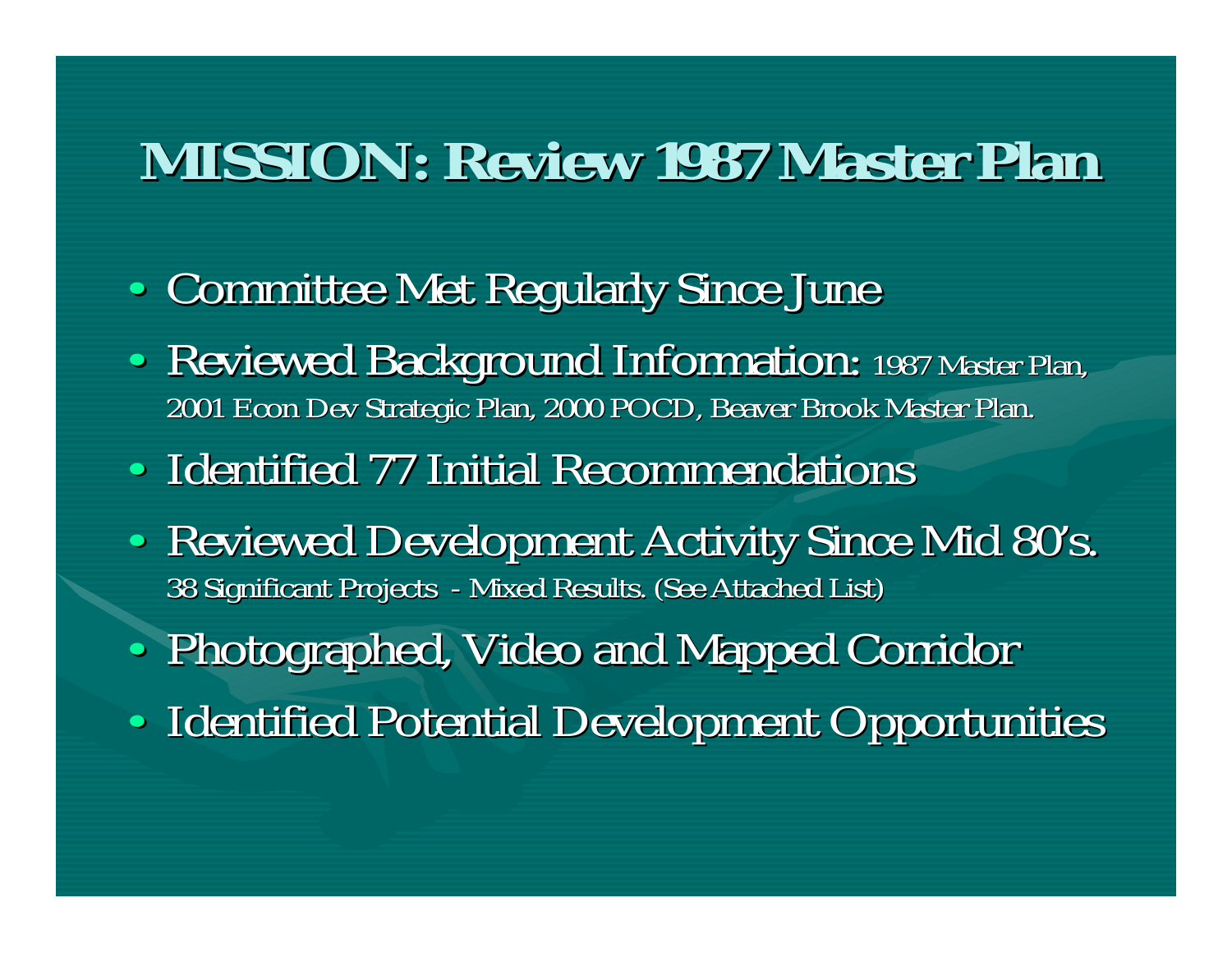# MISSION: Review 1987 Master Plan

- Committee Met Regularly Since June
- Reviewed Background Information: 1987 Master Plan, 2001 Econ Dev Strategic Plan, 2000 POCD, Beaver Brook Master Plan.
- Identified 77 Initial Recommendations
- Reviewed Development Activity Since Mid 80's. 38 Significant Projects - Mixed Results. (See Attached List)
- Photographed, Video and Mapped Corridor
- Identified Potential Development Opportunities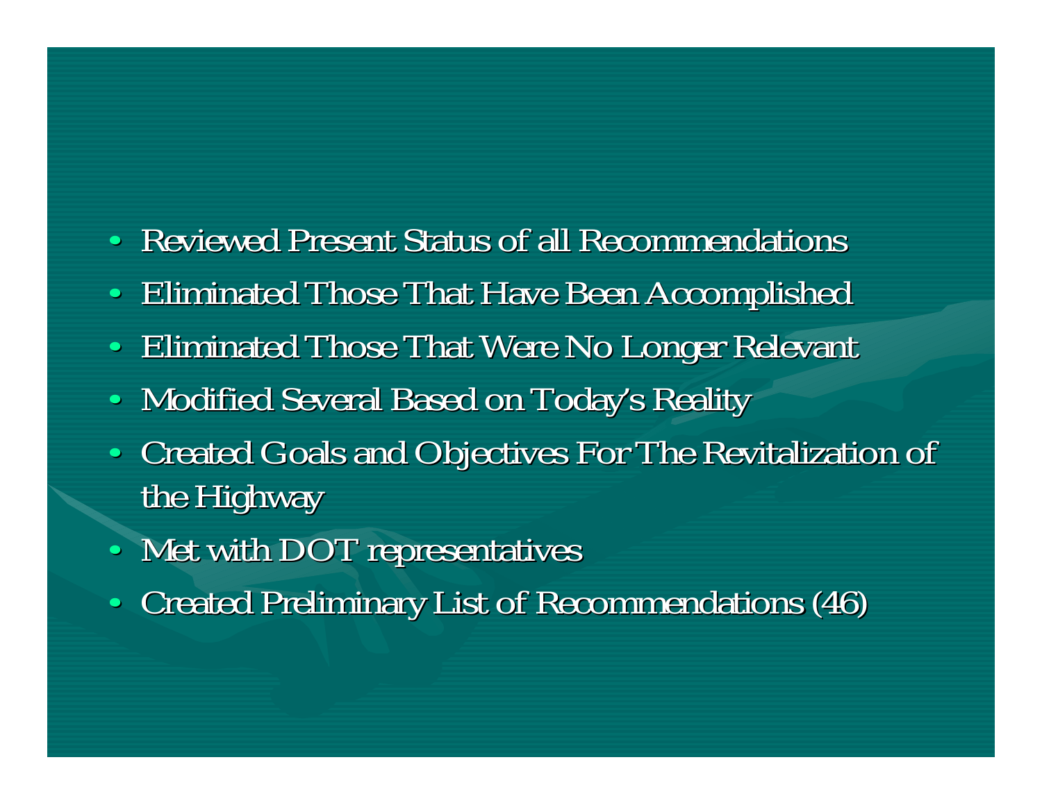- Reviewed Present Status of all Recommendations
- Eliminated Those That Have Been Accomplished
- Eliminated Those That Were No Longer Relevant
- Modified Several Based on Today's Reality
- Created Goals and Objectives For The Revitalization of the Highway
- Met with DOT representatives
- Created Preliminary List of Recommendations (46)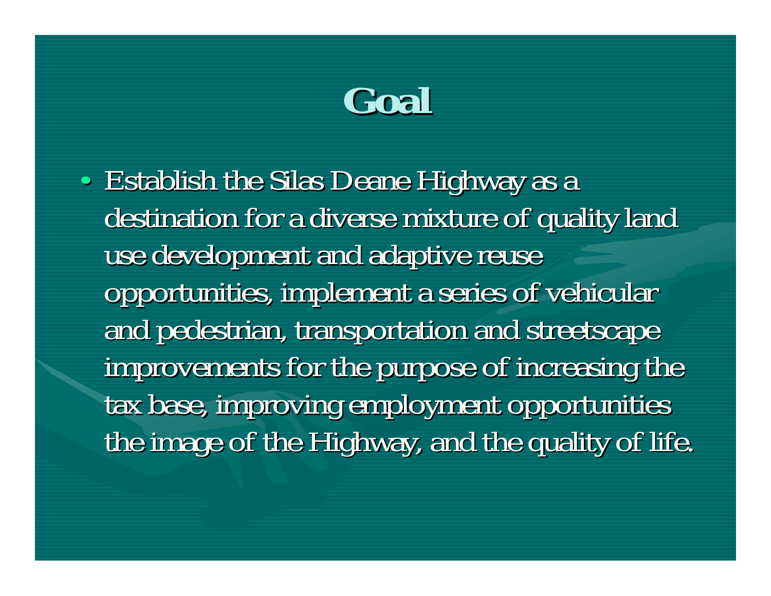# Goal

- Establish the Silas Deane Highway as a destination for a diverse mixture of quality land use development and adaptive reuse opportunities, implement a series of vehicular and pedestrian, transportation and streetscape improvements for the purpose of increasing the tax base, improving employment opportunities the image of the Highway, and the quality of life.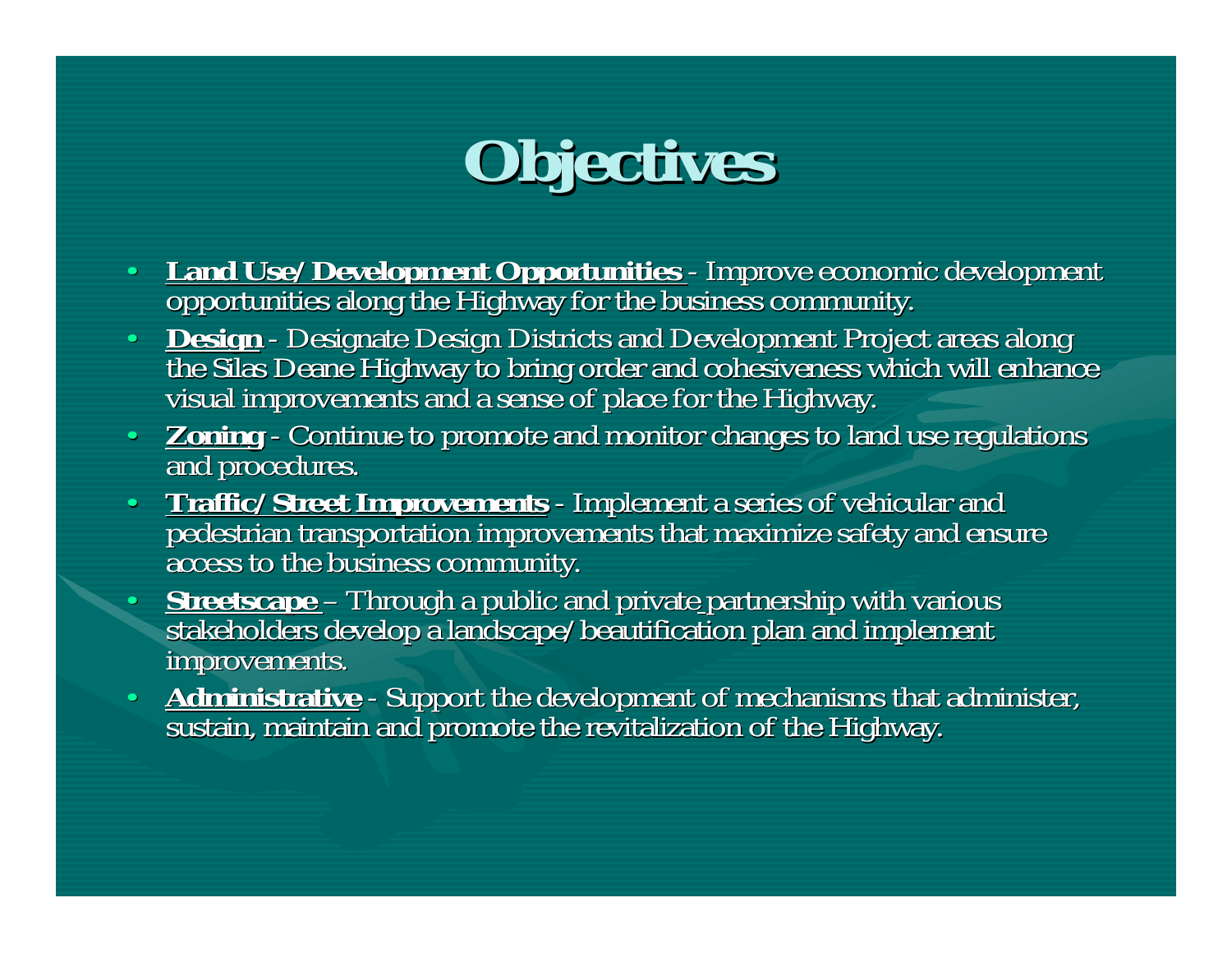# Objectives

- **Land Use/Development Opportunities** - Improve economic development opportunities along the Highway for the business community.
- **Design** - Designate Design Districts and Development Project areas along the Silas Deane Highway to bring order and cohesiveness which will enhance visual improvements and a sense of place for the Highway.
- **Zoning** - Continue to promote and monitor changes to land use regulations and procedures.
- **Traffic/Street Improvements** - Implement a series of vehicular and pedestrian transportation improvements that maximize safety and ensure access to the business community.
- **Streetscape** – Through a public and private partnership with various stakeholders develop a landscape/beautification plan and implement improvements.
- **Administrative** - Support the development of mechanisms that administer, sustain, maintain and promote the revitalization of the Highway.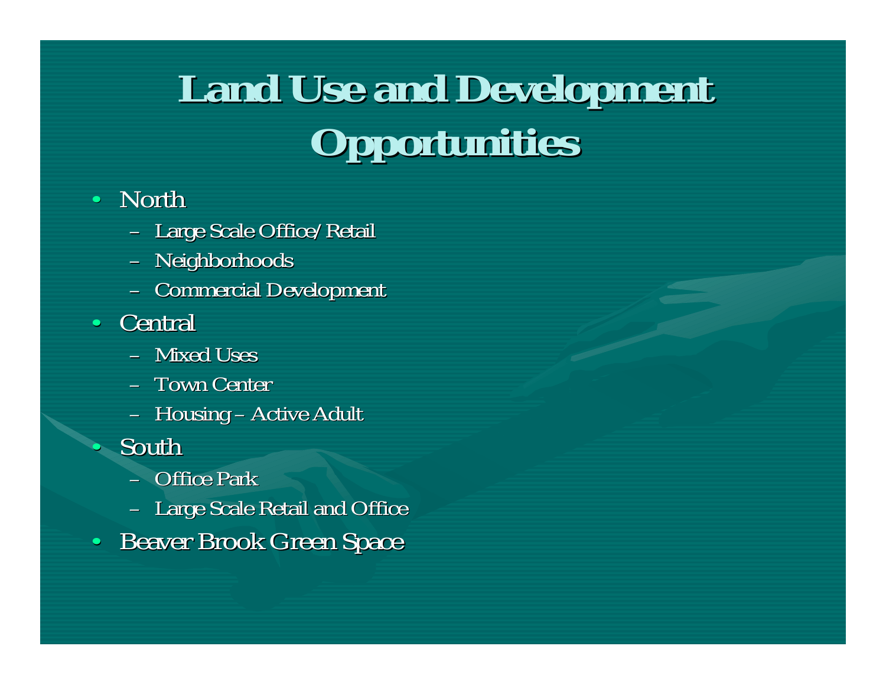# Land Use and Development Opportunities

- North
  - Large Scale Office/Retail
  - Neighborhoods
  - Commercial Development
- Central
  - Mixed Uses
  - Town Center
  - Housing – Active Adult
- South
  - Office Park
  - Large Scale Retail and Office
- Beaver Brook Green Space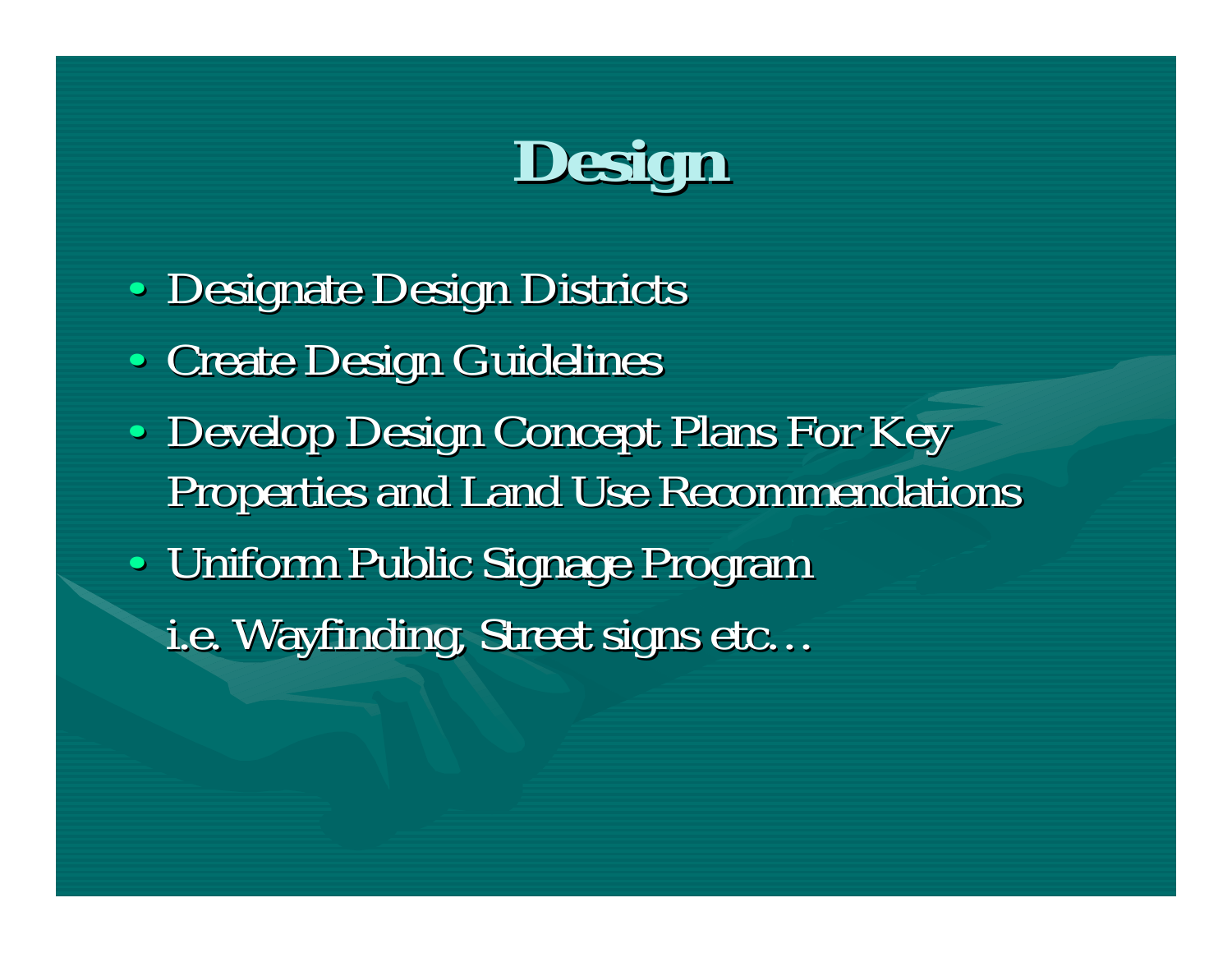# Design

- Designate Design Districts
- Create Design Guidelines
- Develop Design Concept Plans For Key Properties and Land Use Recommendations
- Uniform Public Signage Program

  i.e. Wayfinding, Street signs etc…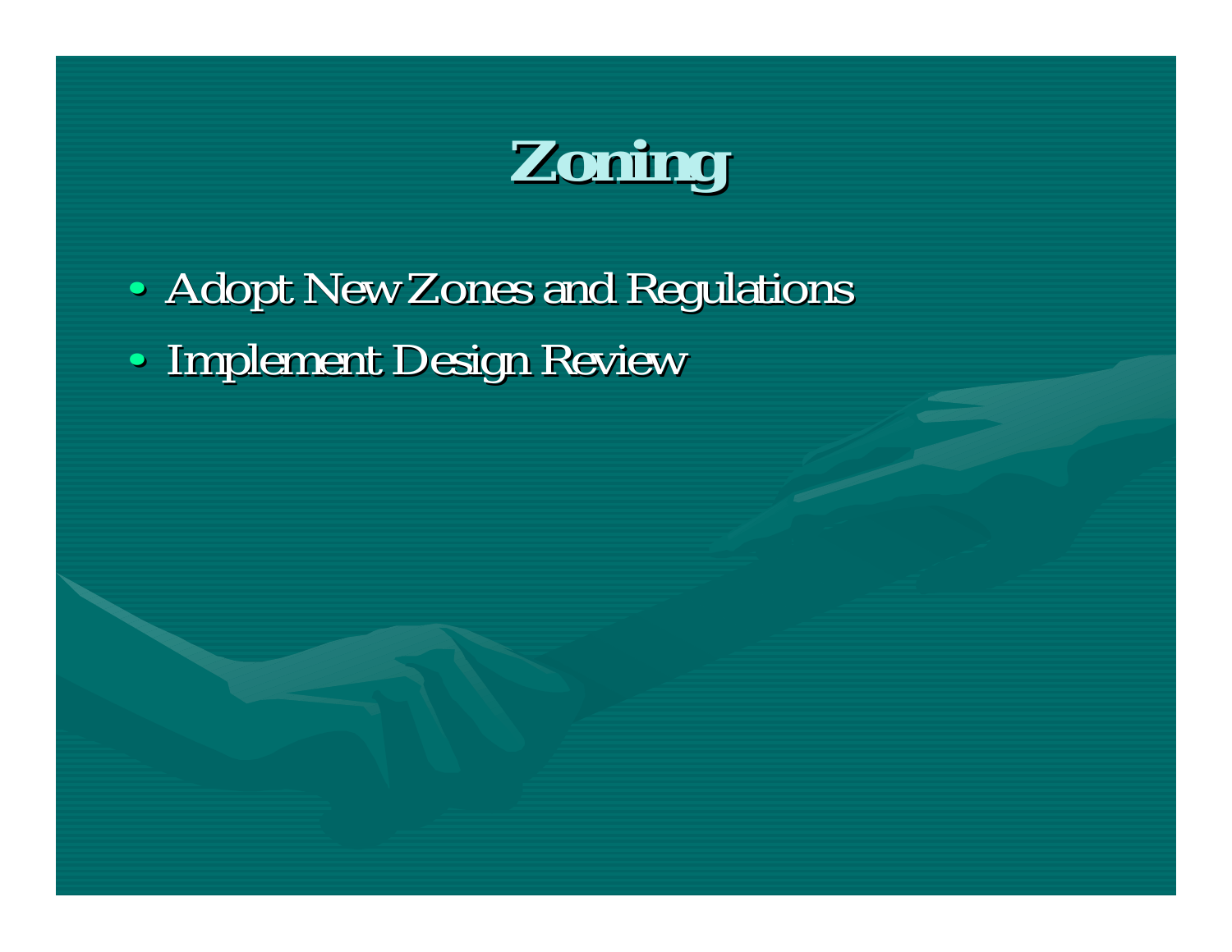# Zoning

- Adopt New Zones and Regulations
- Implement Design Review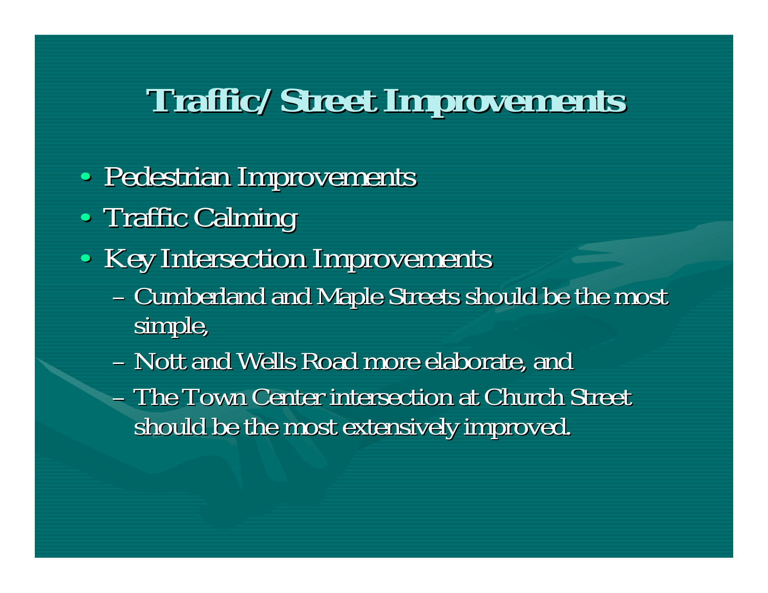# Traffic/Street Improvements

- Pedestrian Improvements
- Traffic Calming
- Key Intersection Improvements
  - Cumberland and Maple Streets should be the most simple,
  - Nott and Wells Road more elaborate, and
  - The Town Center intersection at Church Street should be the most extensively improved.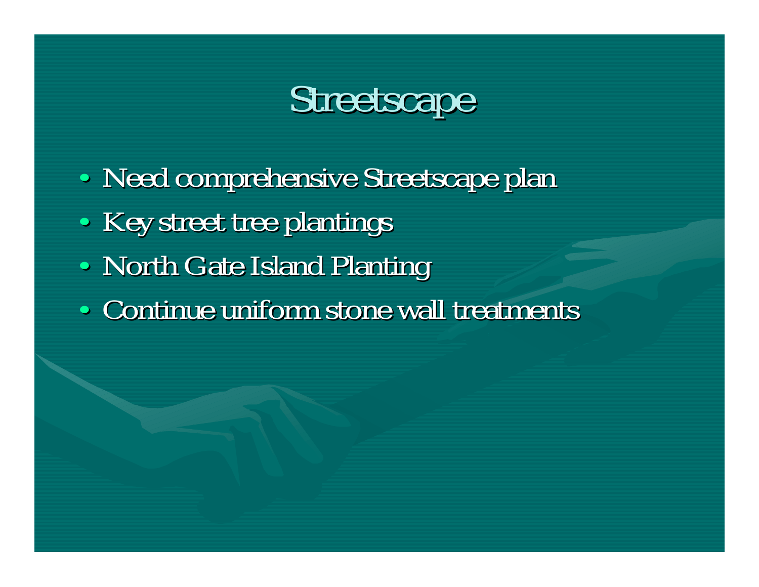# Streetscape

- Need comprehensive Streetscape plan
- Key street tree plantings
- North Gate Island Planting
- Continue uniform stone wall treatments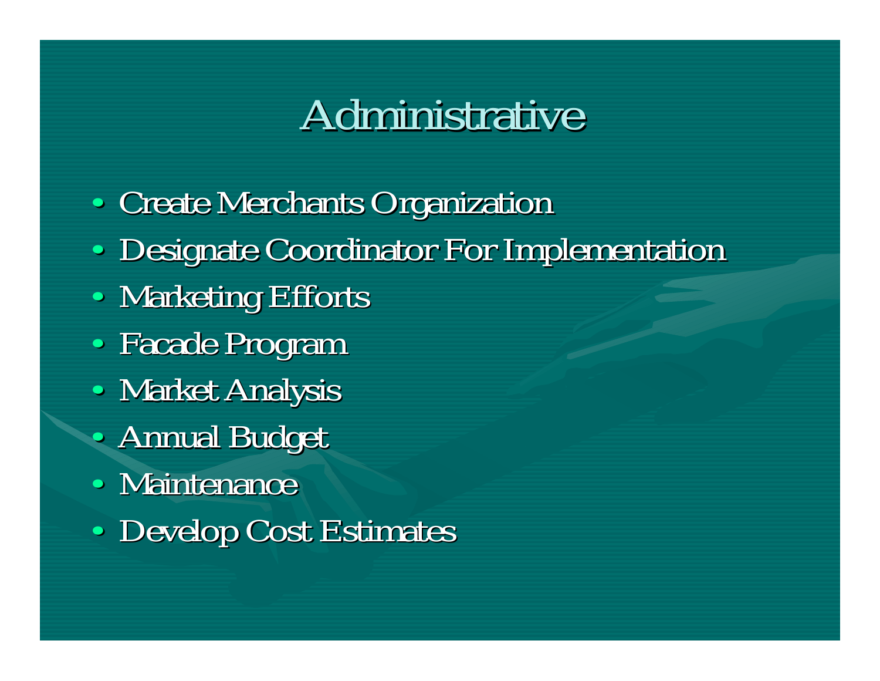# Administrative

- Create Merchants Organization
- Designate Coordinator For Implementation
- Marketing Efforts
- Facade Program
- Market Analysis
- Annual Budget
- Maintenance
- Develop Cost Estimates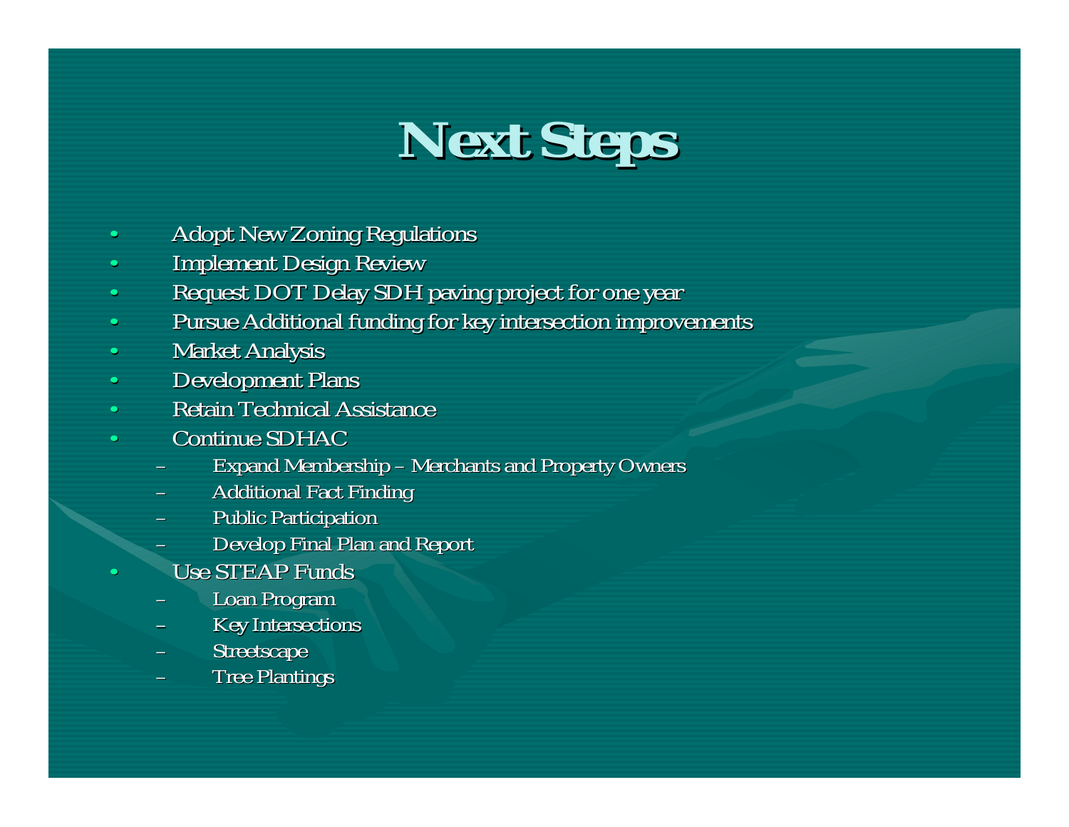# Next Steps

- Adopt New Zoning Regulations
- Implement Design Review
- Request DOT Delay SDH paving project for one year
- Pursue Additional funding for key intersection improvements
- Market Analysis
- Development Plans
- Retain Technical Assistance
- Continue SDHAC
  - Expand Membership – Merchants and Property Owners
  - Additional Fact Finding
  - Public Participation
  - Develop Final Plan and Report
- Use STEAP Funds
  - Loan Program
  - Key Intersections
  - Streetscape
  - Tree Plantings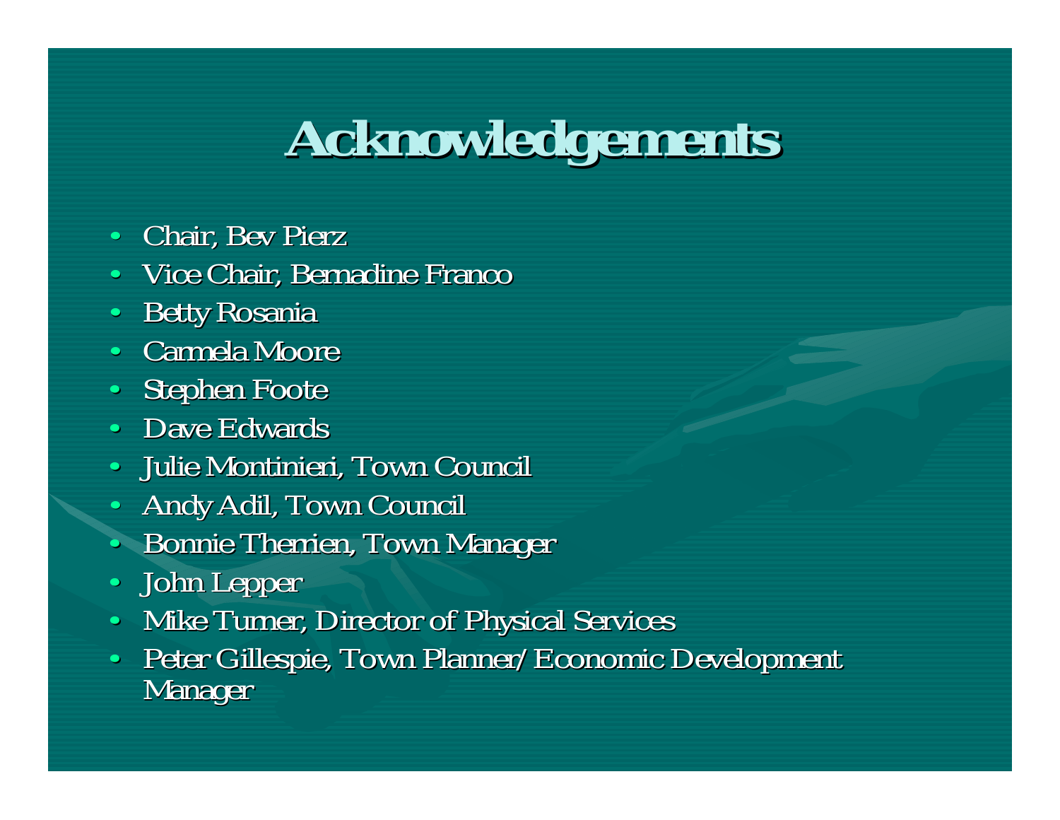# Acknowledgements

- Chair, Bev Pierz
- Vice Chair, Bernadine Franco
- Betty Rosania
- Carmela Moore
- Stephen Foote
- Dave Edwards
- Julie Montinieri, Town Council
- Andy Adil, Town Council
- Bonnie Therrien, Town Manager
- John Lepper
- Mike Turner, Director of Physical Services
- Peter Gillespie, Town Planner/Economic Development Manager